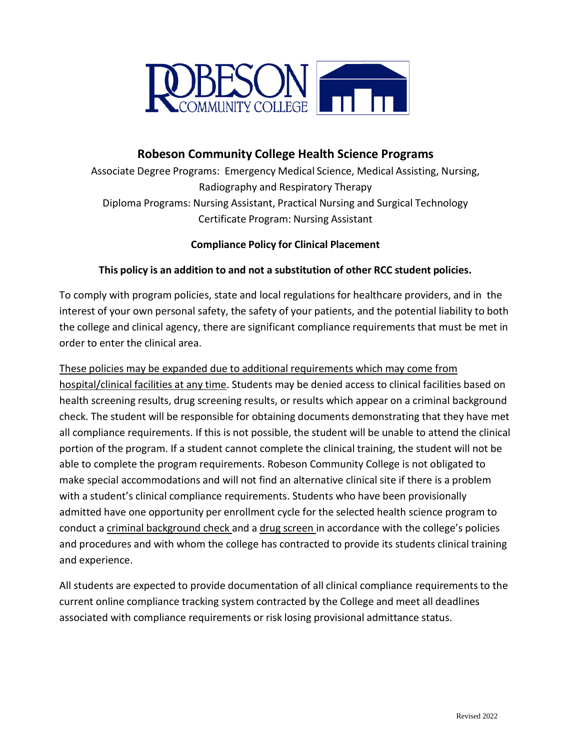# Robeson Community College Health Science Programs

Associate Degree Programs: Emergency Medical Science, Medical Assisting, Nursing, Radiography and Respiratory Therapy

Diploma Programs: Nursing Assistant, Practical Nursing and Surgical Technology

Certificate Program: Nursing Assistant

**Compliance Policy for Clinical Placement**

**This policy is an addition to and not a substitution of other RCC student policies.**

To comply with program policies, state and local regulations for healthcare providers, and in the interest of your own personal safety, the safety of your patients, and the potential liability to both the college and clinical agency, there are significant compliance requirements that must be met in order to enter the clinical area.

These policies may be expanded due to additional requirements which may come from hospital/clinical facilities at any time. Students may be denied access to clinical facilities based on health screening results, drug screening results, or results which appear on a criminal background check. The student will be responsible for obtaining documents demonstrating that they have met all compliance requirements. If this is not possible, the student will be unable to attend the clinical portion of the program. If a student cannot complete the clinical training, the student will not be able to complete the program requirements. Robeson Community College is not obligated to make special accommodations and will not find an alternative clinical site if there is a problem with a student's clinical compliance requirements. Students who have been provisionally admitted have one opportunity per enrollment cycle for the selected health science program to conduct a criminal background check and a drug screen in accordance with the college's policies and procedures and with whom the college has contracted to provide its students clinical training and experience.

All students are expected to provide documentation of all clinical compliance requirements to the current online compliance tracking system contracted by the College and meet all deadlines associated with compliance requirements or risk losing provisional admittance status.

Revised 2022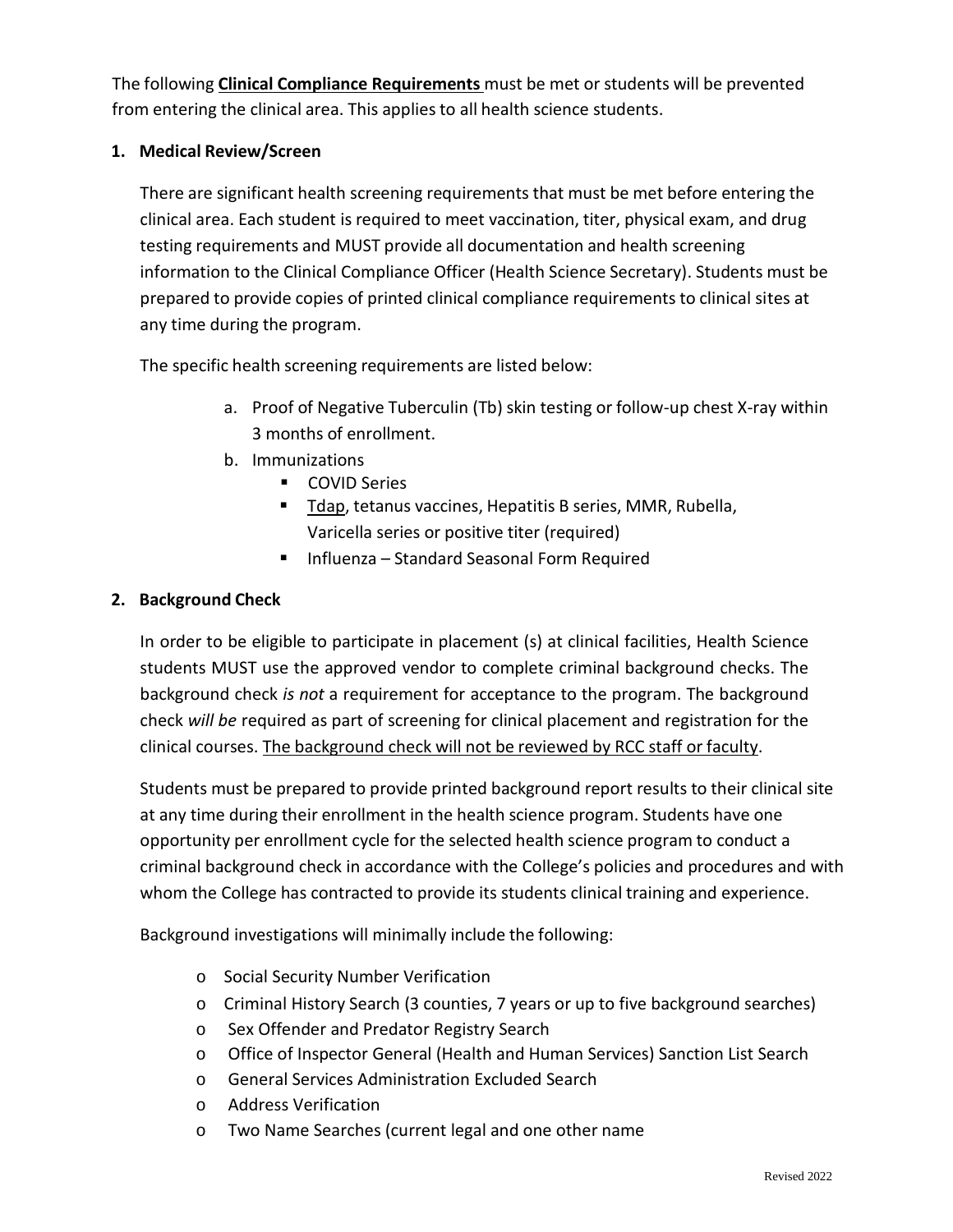The following **Clinical Compliance Requirements** must be met or students will be prevented from entering the clinical area. This applies to all health science students.

**1. Medical Review/Screen**

There are significant health screening requirements that must be met before entering the clinical area. Each student is required to meet vaccination, titer, physical exam, and drug testing requirements and MUST provide all documentation and health screening information to the Clinical Compliance Officer (Health Science Secretary). Students must be prepared to provide copies of printed clinical compliance requirements to clinical sites at any time during the program.

The specific health screening requirements are listed below:

a. Proof of Negative Tuberculin (Tb) skin testing or follow-up chest X-ray within 3 months of enrollment.
b. Immunizations
   - COVID Series
   - Tdap, tetanus vaccines, Hepatitis B series, MMR, Rubella, Varicella series or positive titer (required)
   - Influenza – Standard Seasonal Form Required

**2. Background Check**

In order to be eligible to participate in placement (s) at clinical facilities, Health Science students MUST use the approved vendor to complete criminal background checks. The background check *is not* a requirement for acceptance to the program. The background check *will be* required as part of screening for clinical placement and registration for the clinical courses. The background check will not be reviewed by RCC staff or faculty.

Students must be prepared to provide printed background report results to their clinical site at any time during their enrollment in the health science program. Students have one opportunity per enrollment cycle for the selected health science program to conduct a criminal background check in accordance with the College's policies and procedures and with whom the College has contracted to provide its students clinical training and experience.

Background investigations will minimally include the following:

- Social Security Number Verification
- Criminal History Search (3 counties, 7 years or up to five background searches)
- Sex Offender and Predator Registry Search
- Office of Inspector General (Health and Human Services) Sanction List Search
- General Services Administration Excluded Search
- Address Verification
- Two Name Searches (current legal and one other name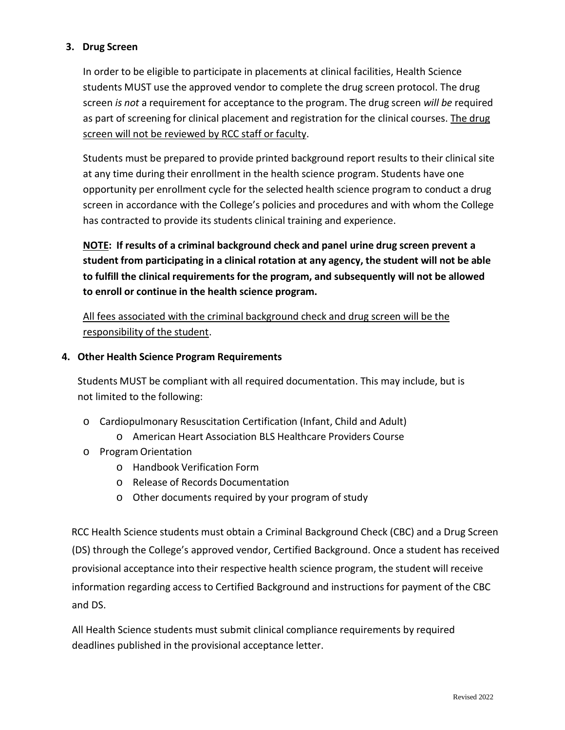**3. Drug Screen**

In order to be eligible to participate in placements at clinical facilities, Health Science students MUST use the approved vendor to complete the drug screen protocol. The drug screen *is not* a requirement for acceptance to the program. The drug screen *will be* required as part of screening for clinical placement and registration for the clinical courses. <u>The drug screen will not be reviewed by RCC staff or faculty</u>.

Students must be prepared to provide printed background report results to their clinical site at any time during their enrollment in the health science program. Students have one opportunity per enrollment cycle for the selected health science program to conduct a drug screen in accordance with the College's policies and procedures and with whom the College has contracted to provide its students clinical training and experience.

**<u>NOTE</u>: If results of a criminal background check and panel urine drug screen prevent a student from participating in a clinical rotation at any agency, the student will not be able to fulfill the clinical requirements for the program, and subsequently will not be allowed to enroll or continue in the health science program.**

<u>All fees associated with the criminal background check and drug screen will be the responsibility of the student</u>.

**4. Other Health Science Program Requirements**

Students MUST be compliant with all required documentation. This may include, but is not limited to the following:

- Cardiopulmonary Resuscitation Certification (Infant, Child and Adult)
  - American Heart Association BLS Healthcare Providers Course
- Program Orientation
  - Handbook Verification Form
  - Release of Records Documentation
  - Other documents required by your program of study

RCC Health Science students must obtain a Criminal Background Check (CBC) and a Drug Screen (DS) through the College's approved vendor, Certified Background. Once a student has received provisional acceptance into their respective health science program, the student will receive information regarding access to Certified Background and instructions for payment of the CBC and DS.

All Health Science students must submit clinical compliance requirements by required deadlines published in the provisional acceptance letter.